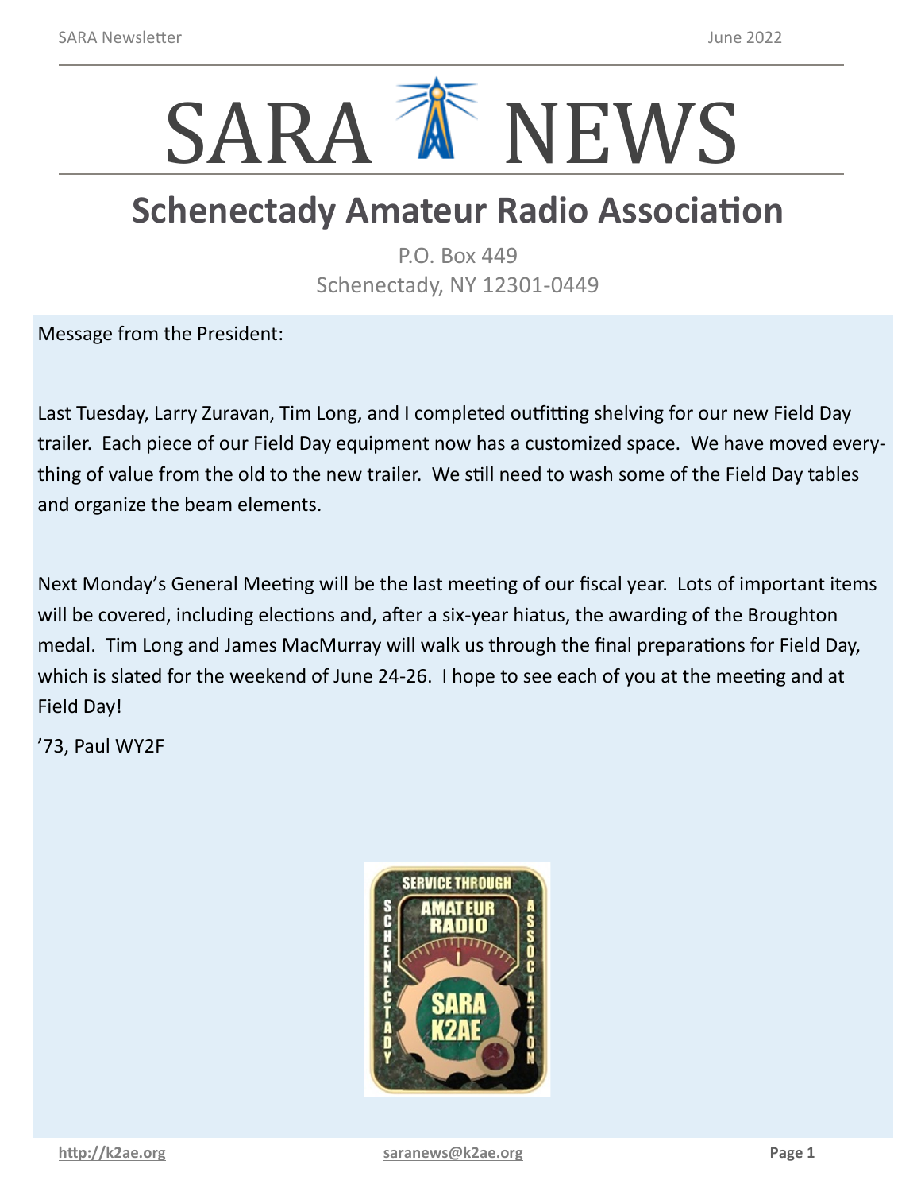# SARA NEWS

## Schenectady Amateur Radio Association

P.O. Box 449
Schenectady, NY 12301-0449

Message from the President:

Last Tuesday, Larry Zuravan, Tim Long, and I completed outfitting shelving for our new Field Day trailer. Each piece of our Field Day equipment now has a customized space. We have moved everything of value from the old to the new trailer. We still need to wash some of the Field Day tables and organize the beam elements.

Next Monday's General Meeting will be the last meeting of our fiscal year. Lots of important items will be covered, including elections and, after a six-year hiatus, the awarding of the Broughton medal. Tim Long and James MacMurray will walk us through the final preparations for Field Day, which is slated for the weekend of June 24-26. I hope to see each of you at the meeting and at Field Day!

'73, Paul WY2F

http://k2ae.org saranews@k2ae.org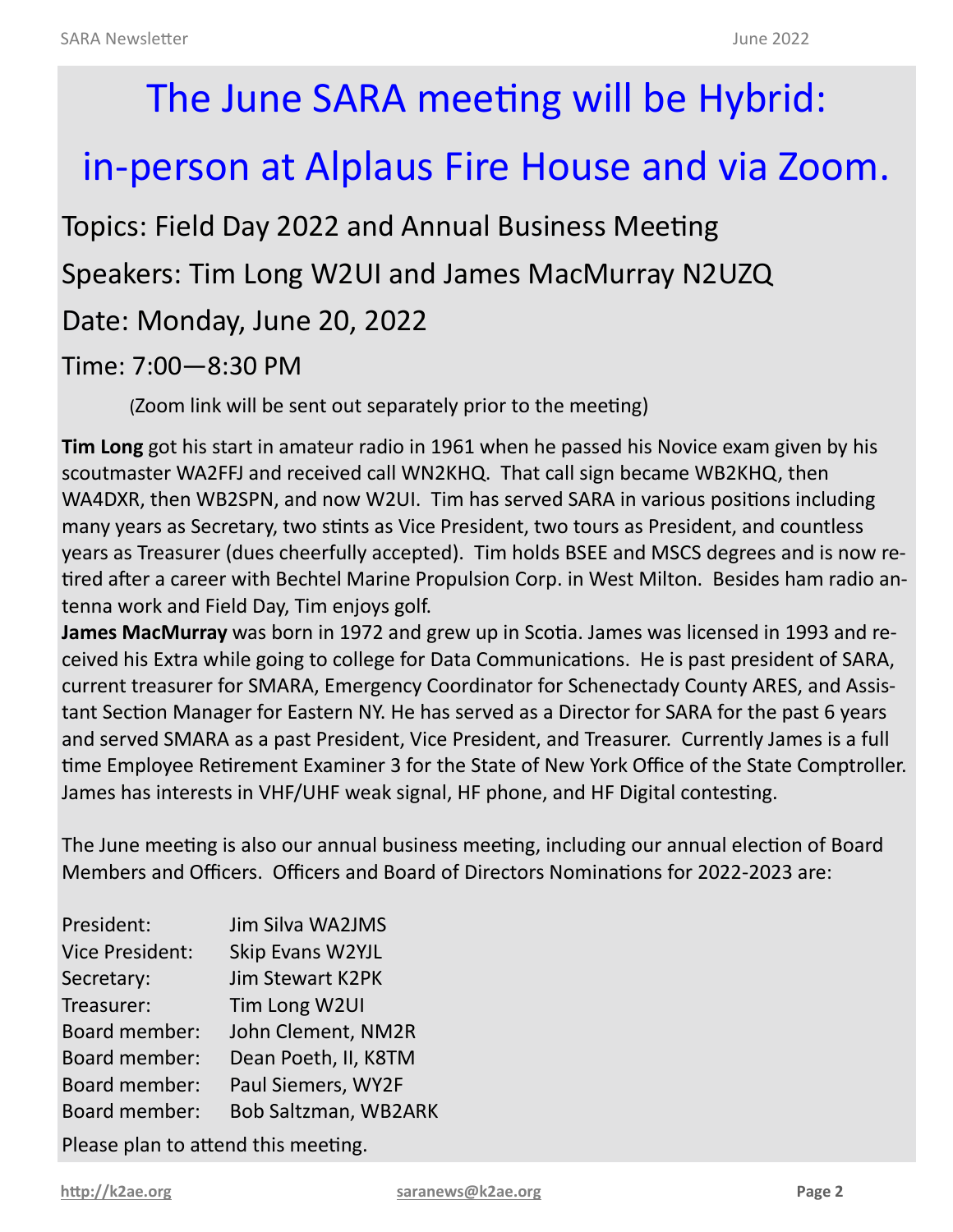# The June SARA meeting will be Hybrid: in-person at Alplaus Fire House and via Zoom.

Topics: Field Day 2022 and Annual Business Meeting

Speakers: Tim Long W2UI and James MacMurray N2UZQ

Date: Monday, June 20, 2022

Time: 7:00—8:30 PM

(Zoom link will be sent out separately prior to the meeting)

**Tim Long** got his start in amateur radio in 1961 when he passed his Novice exam given by his scoutmaster WA2FFJ and received call WN2KHQ. That call sign became WB2KHQ, then WA4DXR, then WB2SPN, and now W2UI. Tim has served SARA in various positions including many years as Secretary, two stints as Vice President, two tours as President, and countless years as Treasurer (dues cheerfully accepted). Tim holds BSEE and MSCS degrees and is now retired after a career with Bechtel Marine Propulsion Corp. in West Milton. Besides ham radio antenna work and Field Day, Tim enjoys golf.

**James MacMurray** was born in 1972 and grew up in Scotia. James was licensed in 1993 and received his Extra while going to college for Data Communications. He is past president of SARA, current treasurer for SMARA, Emergency Coordinator for Schenectady County ARES, and Assistant Section Manager for Eastern NY. He has served as a Director for SARA for the past 6 years and served SMARA as a past President, Vice President, and Treasurer. Currently James is a full time Employee Retirement Examiner 3 for the State of New York Office of the State Comptroller. James has interests in VHF/UHF weak signal, HF phone, and HF Digital contesting.

The June meeting is also our annual business meeting, including our annual election of Board Members and Officers. Officers and Board of Directors Nominations for 2022-2023 are:

| | |
|---|---|
| President: | Jim Silva WA2JMS |
| Vice President: | Skip Evans W2YJL |
| Secretary: | Jim Stewart K2PK |
| Treasurer: | Tim Long W2UI |
| Board member: | John Clement, NM2R |
| Board member: | Dean Poeth, II, K8TM |
| Board member: | Paul Siemers, WY2F |
| Board member: | Bob Saltzman, WB2ARK |

Please plan to attend this meeting.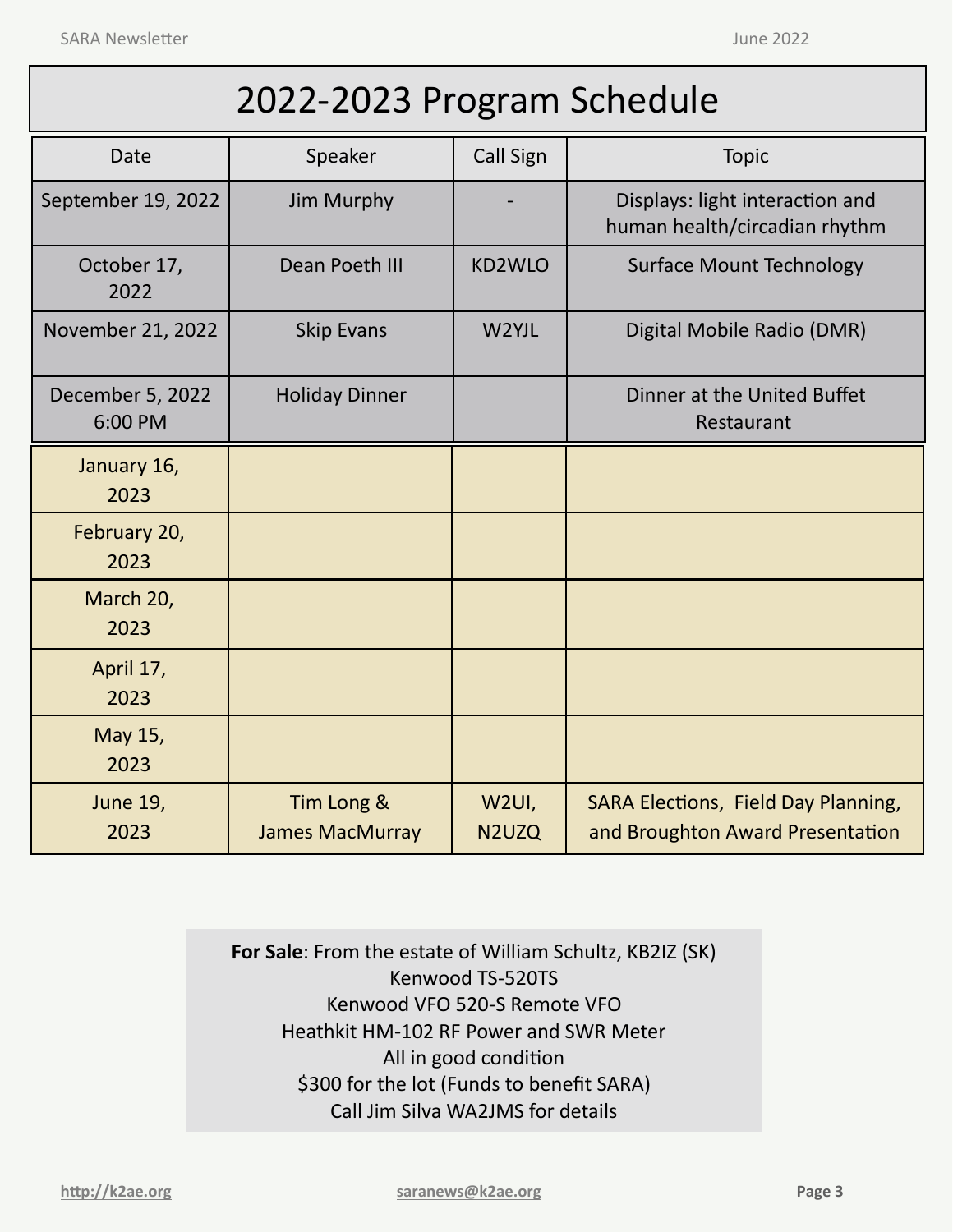# 2022-2023 Program Schedule

| Date | Speaker | Call Sign | Topic |
|---|---|---|---|
| September 19, 2022 | Jim Murphy | - | Displays: light interaction and human health/circadian rhythm |
| October 17, 2022 | Dean Poeth III | KD2WLO | Surface Mount Technology |
| November 21, 2022 | Skip Evans | W2YJL | Digital Mobile Radio (DMR) |
| December 5, 2022 6:00 PM | Holiday Dinner | | Dinner at the United Buffet Restaurant |
| January 16, 2023 | | | |
| February 20, 2023 | | | |
| March 20, 2023 | | | |
| April 17, 2023 | | | |
| May 15, 2023 | | | |
| June 19, 2023 | Tim Long & James MacMurray | W2UI, N2UZQ | SARA Elections, Field Day Planning, and Broughton Award Presentation |

**For Sale**: From the estate of William Schultz, KB2IZ (SK)
Kenwood TS-520TS
Kenwood VFO 520-S Remote VFO
Heathkit HM-102 RF Power and SWR Meter
All in good condition
$300 for the lot (Funds to benefit SARA)
Call Jim Silva WA2JMS for details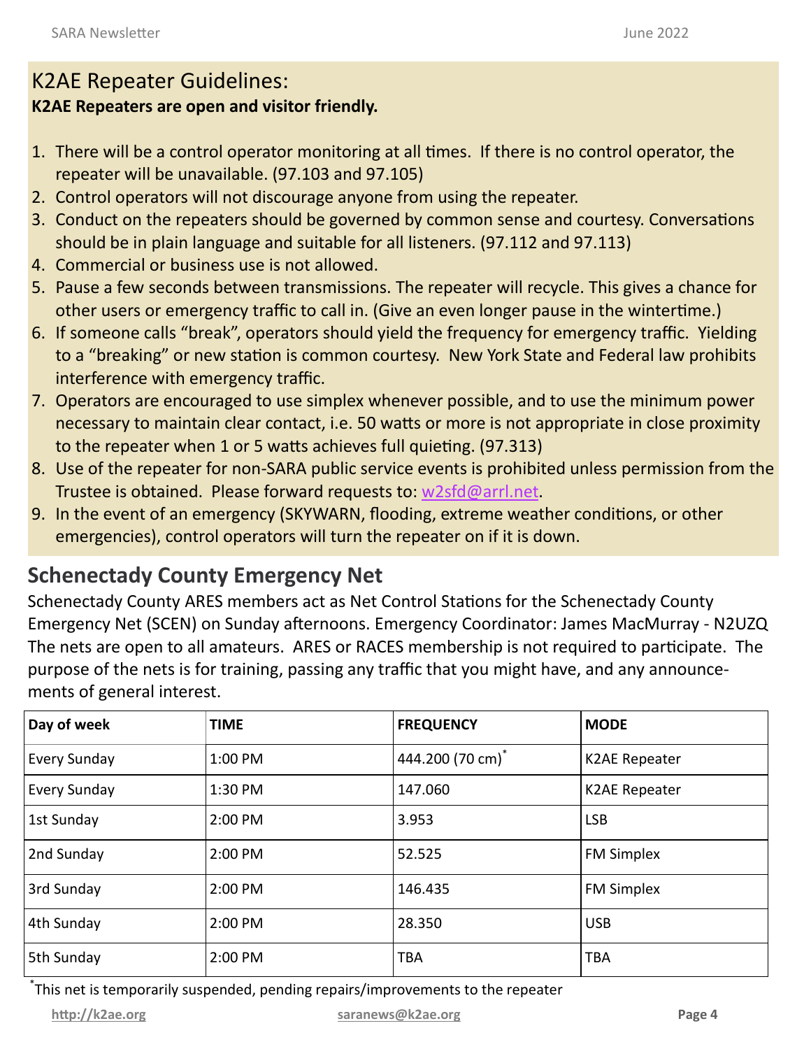## K2AE Repeater Guidelines:

**K2AE Repeaters are open and visitor friendly.**

1. There will be a control operator monitoring at all times. If there is no control operator, the repeater will be unavailable. (97.103 and 97.105)
2. Control operators will not discourage anyone from using the repeater.
3. Conduct on the repeaters should be governed by common sense and courtesy. Conversations should be in plain language and suitable for all listeners. (97.112 and 97.113)
4. Commercial or business use is not allowed.
5. Pause a few seconds between transmissions. The repeater will recycle. This gives a chance for other users or emergency traffic to call in. (Give an even longer pause in the wintertime.)
6. If someone calls "break", operators should yield the frequency for emergency traffic. Yielding to a "breaking" or new station is common courtesy. New York State and Federal law prohibits interference with emergency traffic.
7. Operators are encouraged to use simplex whenever possible, and to use the minimum power necessary to maintain clear contact, i.e. 50 watts or more is not appropriate in close proximity to the repeater when 1 or 5 watts achieves full quieting. (97.313)
8. Use of the repeater for non-SARA public service events is prohibited unless permission from the Trustee is obtained. Please forward requests to: w2sfd@arrl.net.
9. In the event of an emergency (SKYWARN, flooding, extreme weather conditions, or other emergencies), control operators will turn the repeater on if it is down.

## Schenectady County Emergency Net

Schenectady County ARES members act as Net Control Stations for the Schenectady County Emergency Net (SCEN) on Sunday afternoons. Emergency Coordinator: James MacMurray - N2UZQ The nets are open to all amateurs. ARES or RACES membership is not required to participate. The purpose of the nets is for training, passing any traffic that you might have, and any announcements of general interest.

| Day of week | TIME | FREQUENCY | MODE |
|---|---|---|---|
| Every Sunday | 1:00 PM | 444.200 (70 cm)* | K2AE Repeater |
| Every Sunday | 1:30 PM | 147.060 | K2AE Repeater |
| 1st Sunday | 2:00 PM | 3.953 | LSB |
| 2nd Sunday | 2:00 PM | 52.525 | FM Simplex |
| 3rd Sunday | 2:00 PM | 146.435 | FM Simplex |
| 4th Sunday | 2:00 PM | 28.350 | USB |
| 5th Sunday | 2:00 PM | TBA | TBA |

*This net is temporarily suspended, pending repairs/improvements to the repeater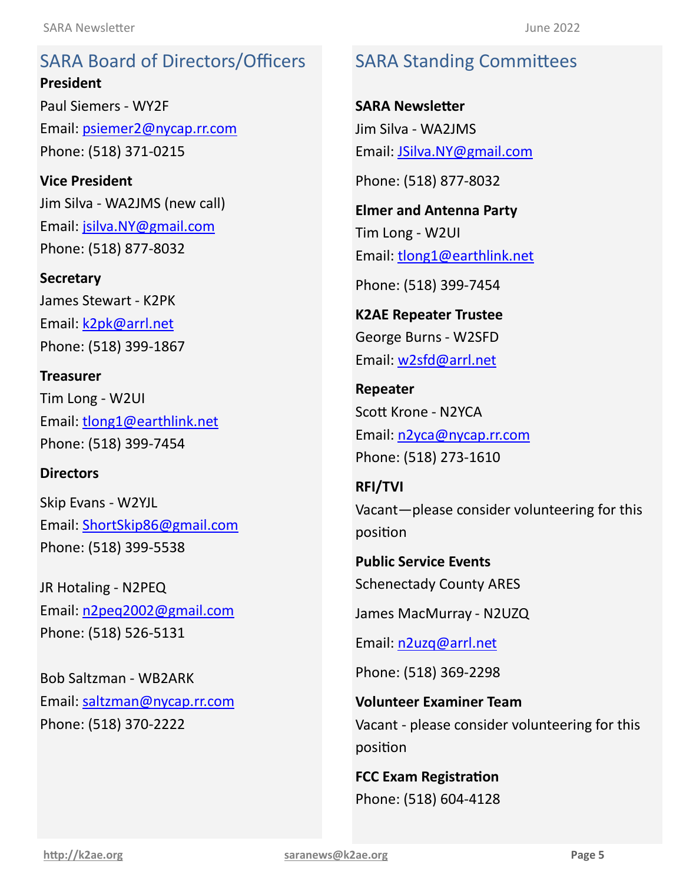## SARA Board of Directors/Officers

**President**

Paul Siemers - WY2F

Email: psiemer2@nycap.rr.com

Phone: (518) 371-0215

**Vice President**

Jim Silva - WA2JMS (new call)

Email: jsilva.NY@gmail.com

Phone: (518) 877-8032

**Secretary**

James Stewart - K2PK

Email: k2pk@arrl.net

Phone: (518) 399-1867

**Treasurer**

Tim Long - W2UI

Email: tlong1@earthlink.net

Phone: (518) 399-7454

**Directors**

Skip Evans - W2YJL

Email: ShortSkip86@gmail.com

Phone: (518) 399-5538

JR Hotaling - N2PEQ

Email: n2peq2002@gmail.com

Phone: (518) 526-5131

Bob Saltzman - WB2ARK

Email: saltzman@nycap.rr.com

Phone: (518) 370-2222

## SARA Standing Committees

**SARA Newsletter**

Jim Silva - WA2JMS

Email: JSilva.NY@gmail.com

Phone: (518) 877-8032

**Elmer and Antenna Party**

Tim Long - W2UI

Email: tlong1@earthlink.net

Phone: (518) 399-7454

**K2AE Repeater Trustee**

George Burns - W2SFD

Email: w2sfd@arrl.net

**Repeater**

Scott Krone - N2YCA

Email: n2yca@nycap.rr.com

Phone: (518) 273-1610

**RFI/TVI**

Vacant—please consider volunteering for this position

**Public Service Events**

Schenectady County ARES

James MacMurray - N2UZQ

Email: n2uzq@arrl.net

Phone: (518) 369-2298

**Volunteer Examiner Team**

Vacant - please consider volunteering for this position

**FCC Exam Registration**

Phone: (518) 604-4128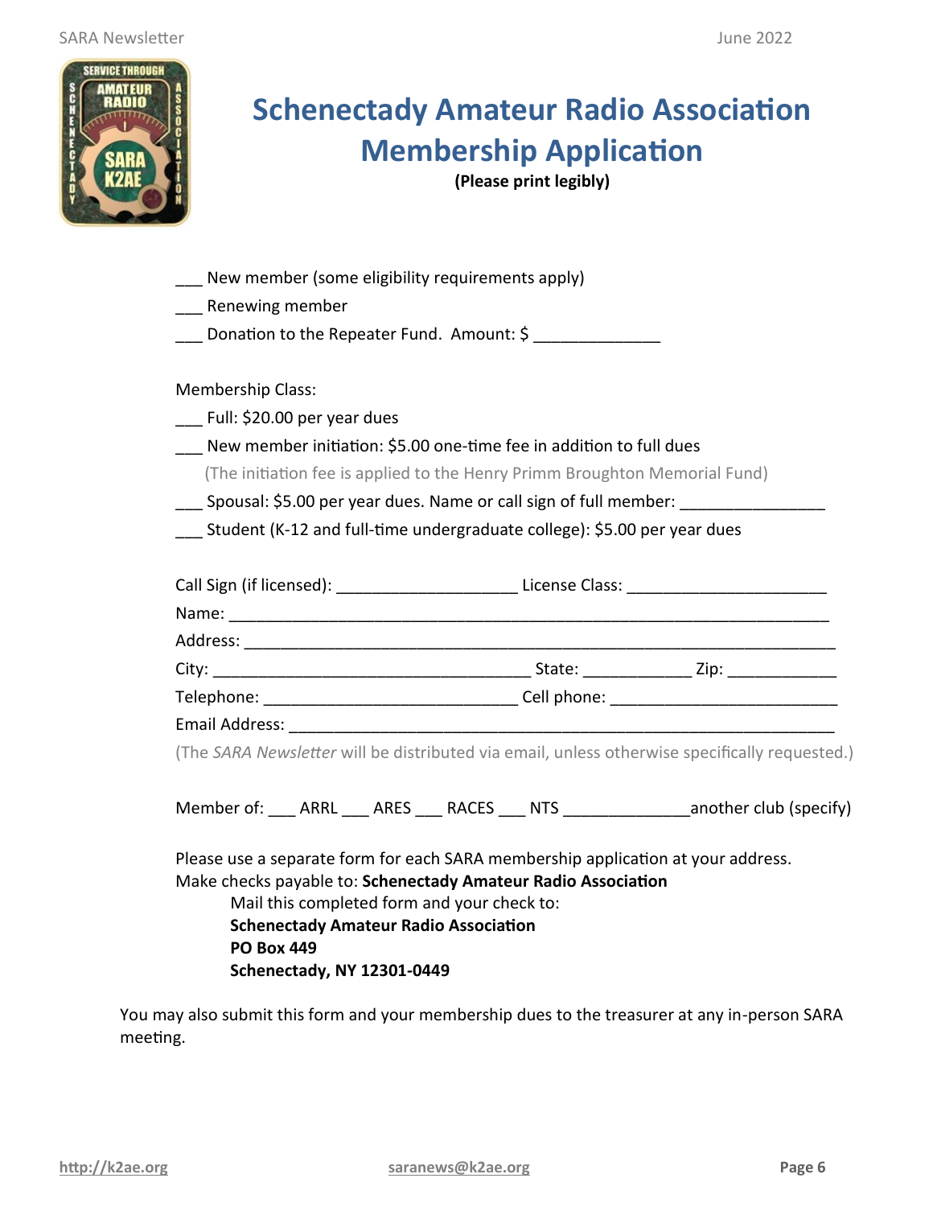# Schenectady Amateur Radio Association Membership Application

**(Please print legibly)**

___ New member (some eligibility requirements apply)

___ Renewing member

___ Donation to the Repeater Fund. Amount: $ ______________

Membership Class:

___ Full: $20.00 per year dues

___ New member initiation: $5.00 one-time fee in addition to full dues

(The initiation fee is applied to the Henry Primm Broughton Memorial Fund)

___ Spousal: $5.00 per year dues. Name or call sign of full member: ________________

___ Student (K-12 and full-time undergraduate college): $5.00 per year dues

Call Sign (if licensed): ____________________ License Class: ______________________

Name: ________________________________________________________________

Address: ______________________________________________________________

City: ___________________________________ State: ____________ Zip: ____________

Telephone: ____________________________ Cell phone: _________________________

Email Address: __________________________________________________________

(The *SARA Newsletter* will be distributed via email, unless otherwise specifically requested.)

Member of: ___ ARRL ___ ARES ___ RACES ___ NTS ______________another club (specify)

Please use a separate form for each SARA membership application at your address.
Make checks payable to: **Schenectady Amateur Radio Association**

Mail this completed form and your check to:
**Schenectady Amateur Radio Association**
**PO Box 449**
**Schenectady, NY 12301-0449**

You may also submit this form and your membership dues to the treasurer at any in-person SARA meeting.